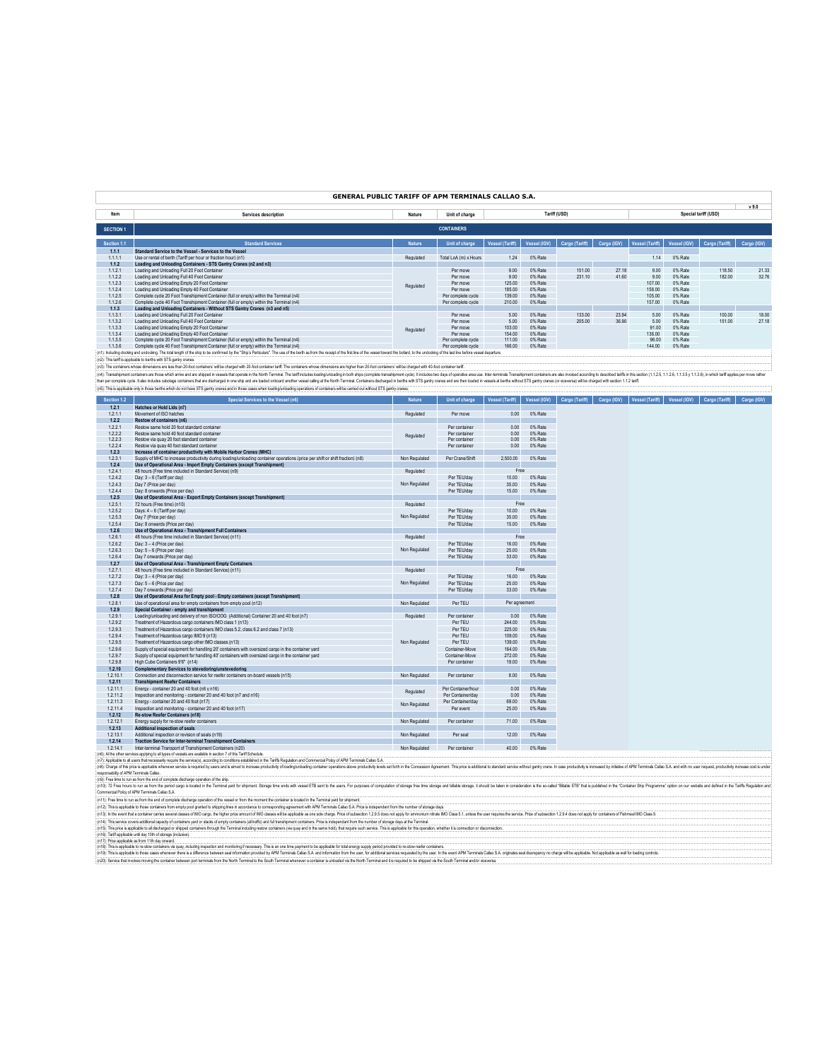# GENERAL PUBLIC TARIFF OF APM TERMINALS CALLAO S.A.

v 9.0

| Item | Services description | Nature | Unit of charge | Tariff (USD) | | | | Special tariff (USD) | | | |
|---|---|---|---|---|---|---|---|---|---|---|---|
| **SECTION 1** | **CONTAINERS** | | | | | | | | | | |
| **Section 1.1** | **Standard Services** | **Nature** | **Unit of charge** | **Vessel (Tariff)** | **Vessel (IGV)** | **Cargo (Tariff)** | **Cargo (IGV)** | **Vessel (Tariff)** | **Vessel (IGV)** | **Cargo (Tariff)** | **Cargo (IGV)** |
| **1.1.1** | **Standard Service to the Vessel - Services to the Vessel** | | | | | | | | | | |
| 1.1.1.1 | Use or rental of berth (Tariff per hour or fraction hour) (n1) | Regulated | Total LoA (m) x Hours | 1.24 | 0% Rate | | | 1.14 | 0% Rate | | |
| **1.1.2** | **Loading and Unloading Containers - STS Gantry Cranes (n2 and n3)** | | | | | | | | | | |
| 1.1.2.1 | Loading and Unloading Full 20 Foot Container | Regulated | Per move | 9.00 | 0% Rate | 151.00 | 27.18 | 9.00 | 0% Rate | 118.50 | 21.33 |
| 1.1.2.2 | Loading and Unloading Full 40 Foot Container | | Per move | 9.00 | 0% Rate | 231.10 | 41.60 | 9.00 | 0% Rate | 182.00 | 32.76 |
| 1.1.2.3 | Loading and Unloading Empty 20 Foot Container | | Per move | 125.00 | 0% Rate | | | 107.00 | 0% Rate | | |
| 1.1.2.4 | Loading and Unloading Empty 40 Foot Container | | Per move | 185.00 | 0% Rate | | | 158.00 | 0% Rate | | |
| 1.1.2.5 | Complete cycle 20 Foot Transhipment Container (full or empty) within the Terminal (n4) | | Per complete cycle | 139.00 | 0% Rate | | | 105.00 | 0% Rate | | |
| 1.1.2.6 | Complete cycle 40 Foot Transhipment Container (full or empty) within the Terminal (n4) | | Per complete cycle | 210.00 | 0% Rate | | | 157.00 | 0% Rate | | |
| **1.1.3** | **Loading and Unloading Containers - Without STS Gantry Cranes (n3 and n5)** | | | | | | | | | | |
| 1.1.3.1 | Loading and Unloading Full 20 Foot Container | Regulated | Per move | 5.00 | 0% Rate | 133.00 | 23.94 | 5.00 | 0% Rate | 100.00 | 18.00 |
| 1.1.3.2 | Loading and Unloading Full 40 Foot Container | | Per move | 5.00 | 0% Rate | 205.00 | 36.90 | 5.00 | 0% Rate | 151.00 | 27.18 |
| 1.1.3.3 | Loading and Unloading Empty 20 Foot Container | | Per move | 103.00 | 0% Rate | | | 91.00 | 0% Rate | | |
| 1.1.3.4 | Loading and Unloading Empty 40 Foot Container | | Per move | 154.00 | 0% Rate | | | 136.00 | 0% Rate | | |
| 1.1.3.5 | Complete cycle 20 Foot Transhipment Container (full or empty) within the Terminal (n4) | | Per complete cycle | 111.00 | 0% Rate | | | 96.00 | 0% Rate | | |
| 1.1.3.6 | Complete cycle 40 Foot Transhipment Container (full or empty) within the Terminal (n4) | | Per complete cycle | 166.00 | 0% Rate | | | 144.00 | 0% Rate | | |

(n1): Including docking and undocking. The total length of the ship to be confirmed by the "Ship's Particulars". The use of the berth as from the receipt of the first line of the vessel toward the bollard, to the undocking of the last line before vessel departure.

(n2): This tariff is applicable to berths with STS gantry cranes.

(n3): The containers whose dimensions are less than 20-foot containers' will be charged with 20-foot container tariff. The containers whose dimensions are higher than 20-foot containers' will be charged with 40-foot container tariff.

(n4): Transhipment containers are those which arrive and are shipped in vessels that operate in the North Terminal. The tariff includes loading/unloading in both ships (complete transhipment cycle). It includes two days of operative area use. Inter-terminals Transhipment containers are also invoiced according to described tariffs in this section (1.1.2.5, 1.1.2.6, 1.1.3.5 y 1.1.3.6), in which tariff applies per move rather than per complete cycle. It also includes cabotage containers that are discharged in one ship and are loaded onboard another vessel calling at the North Terminal. Containers discharged in berths with STS gantry cranes and are then loaded in vessels at berths without STS gantry cranes (or viceversa) will be charged with section 1.1.2 tariff.

(n5): This is applicable only in those berths which do not have STS gantry cranes and in those cases when loading/unloading operations of containers will be carried out without STS gantry cranes.

| Section 1.2 | Special Services to the Vessel (n6) | Nature | Unit of charge | Vessel (Tariff) | Vessel (IGV) | Cargo (Tariff) | Cargo (IGV) | Vessel (Tariff) | Vessel (IGV) | Cargo (Tariff) | Cargo (IGV) |
|---|---|---|---|---|---|---|---|---|---|---|---|
| **1.2.1** | **Hatches or Hold Lids (n7)** | | | | | | | | | | |
| 1.2.1.1 | Movement of ISO hatches | Regulated | Per move | 0.00 | 0% Rate | | | | | | |
| **1.2.2** | **Restow of containers (n6)** | | | | | | | | | | |
| 1.2.2.1 | Restow same hold 20 foot standard container | Regulated | Per container | 0.00 | 0% Rate | | | | | | |
| 1.2.2.2 | Restow same hold 40 foot standard container | | Per container | 0.00 | 0% Rate | | | | | | |
| 1.2.2.3 | Restow via quay 20 foot standard container | | Per container | 0.00 | 0% Rate | | | | | | |
| 1.2.2.4 | Restow via quay 40 foot standard container | | Per container | 0.00 | 0% Rate | | | | | | |
| **1.2.3** | **Increase of container productivity with Mobile Harbor Cranes (MHC)** | | | | | | | | | | |
| 1.2.3.1 | Supply of MHC to increase productivity during loading/unloading container operations (price per shift or shift fraction) (n8) | Non Regulated | Per Crane/Shift | 2,500.00 | 0% Rate | | | | | | |
| **1.2.4** | **Use of Operational Area - Import Empty Containers (except Transhipment)** | | | | | | | | | | |
| 1.2.4.1 | 48 hours (Free time included in Standard Service) (n9) | Regulated | | Free | | | | | | | |
| 1.2.4.2 | Day: 3 – 6 (Tariff per day) | Non Regulated | Per TEU/day | 10.00 | 0% Rate | | | | | | |
| 1.2.4.3 | Day 7 (Price per day) | | Per TEU/day | 35.00 | 0% Rate | | | | | | |
| 1.2.4.4 | Day: 8 onwards (Price per day) | | Per TEU/day | 15.00 | 0% Rate | | | | | | |
| **1.2.5** | **Use of Operational Area - Export Empty Containers (except Transhipment)** | | | | | | | | | | |
| 1.2.5.1 | 72 hours (Free time) (n10) | Regulated | | Free | | | | | | | |
| 1.2.5.2 | Days: 4 – 6 (Tariff per day) | Non Regulated | Per TEU/day | 10.00 | 0% Rate | | | | | | |
| 1.2.5.3 | Day 7 (Price per day) | | Per TEU/day | 35.00 | 0% Rate | | | | | | |
| 1.2.5.4 | Day: 8 onwards (Price per day) | | Per TEU/day | 15.00 | 0% Rate | | | | | | |
| **1.2.6** | **Use of Operational Area - Transhipment Full Containers** | | | | | | | | | | |
| 1.2.6.1 | 48 hours (Free time included in Standard Service) (n11) | Regulated | | Free | | | | | | | |
| 1.2.6.2 | Day: 3 – 4 (Price per day) | Non Regulated | Per TEU/day | 16.00 | 0% Rate | | | | | | |
| 1.2.6.3 | Day: 5 – 6 (Price per day) | | Per TEU/day | 25.00 | 0% Rate | | | | | | |
| 1.2.6.4 | Day 7 onwards (Price per day) | | Per TEU/day | 33.00 | 0% Rate | | | | | | |
| **1.2.7** | **Use of Operational Area - Transhipment Empty Containers** | | | | | | | | | | |
| 1.2.7.1 | 48 hours (Free time included in Standard Service) (n11) | Regulated | | Free | | | | | | | |
| 1.2.7.2 | Day: 3 – 4 (Price per day) | Non Regulated | Per TEU/day | 16.00 | 0% Rate | | | | | | |
| 1.2.7.3 | Day: 5 – 6 (Price per day) | | Per TEU/day | 25.00 | 0% Rate | | | | | | |
| 1.2.7.4 | Day 7 onwards (Price per day) | | Per TEU/day | 33.00 | 0% Rate | | | | | | |
| **1.2.8** | **Use of Operational Area for Empty pool - Empty containers (except Transhipment)** | | | | | | | | | | |
| 1.2.8.1 | Use of operational area for empty containers from empty pool (n12) | Non Regulated | Per TEU | Per agreement | | | | | | | |
| **1.2.9** | **Special Container - empty and transhipment** | | | | | | | | | | |
| 1.2.9.1 | Loading/unloading and delivery of non ISO/OOG (Additional) Container 20 and 40 foot (n7) | Regulated | Per container | 0.00 | 0% Rate | | | | | | |
| 1.2.9.2 | Treatment of Hazardous cargo containers IMO class 1 (n13) | Non Regulated | Per TEU | 244.00 | 0% Rate | | | | | | |
| 1.2.9.3 | Treatment of Hazardous cargo containers IMO class 5.2, class 6.2 and class 7 (n13) | | Per TEU | 225.00 | 0% Rate | | | | | | |
| 1.2.9.4 | Treatment of Hazardous cargo IMO 9 (n13) | | Per TEU | 109.00 | 0% Rate | | | | | | |
| 1.2.9.5 | Treatment of Hazardous cargo other IMO classes (n13) | | Per TEU | 139.00 | 0% Rate | | | | | | |
| 1.2.9.6 | Supply of special equipment for handling 20' containers with oversized cargo in the container yard | | Container-Move | 164.00 | 0% Rate | | | | | | |
| 1.2.9.7 | Supply of special equipment for handling 40' containers with oversized cargo in the container yard | | Container-Move | 272.00 | 0% Rate | | | | | | |
| 1.2.9.8 | High Cube Containers 9'6" (n14) | | Per container | 19.00 | 0% Rate | | | | | | |
| **1.2.10** | **Complementary Services to stevedoring/unstevedoring** | | | | | | | | | | |
| 1.2.10.1 | Connection and disconnection service for reefer containers on-board vessels (n15) | Non Regulated | Per container | 8.00 | 0% Rate | | | | | | |
| **1.2.11** | **Transhipment Reefer Containers** | | | | | | | | | | |
| 1.2.11.1 | Energy - container 20 and 40 foot (n6 y n16) | Regulated | Per Container/hour | 0.00 | 0% Rate | | | | | | |
| 1.2.11.2 | Inspection and monitoring - container 20 and 40 foot (n7 and n16) | | Per Container/day | 0.00 | 0% Rate | | | | | | |
| 1.2.11.3 | Energy - container 20 and 40 foot (n17) | Non Regulated | Per Container/day | 69.00 | 0% Rate | | | | | | |
| 1.2.11.4 | Inspection and monitoring - container 20 and 40 foot (n17) | | Per event | 25.00 | 0% Rate | | | | | | |
| **1.2.12** | **Re-stow Reefer Containers (n18)** | | | | | | | | | | |
| 1.2.12.1 | Energy supply for re-stow reefer containers | Non Regulated | Per container | 71.00 | 0% Rate | | | | | | |
| **1.2.13** | **Additional inspection of seals** | | | | | | | | | | |
| 1.2.13.1 | Additional inspection or revision of seals (n19) | Non Regulated | Per seal | 12.00 | 0% Rate | | | | | | |
| **1.2.14** | **Traction Service for Inter-terminal Transhipment Containers** | | | | | | | | | | |
| 1.2.14.1 | Inter-terminal Transport of Transhipment Containers (n20) | Non Regulated | Per container | 40.00 | 0% Rate | | | | | | |

(n6): All the other services applying to all types of vessels are available in section 7 of this Tariff Schedule.

(n7): Applicable to all users that necessarily require the service(s), according to conditions established in the Tariffs Regulation and Commercial Policy of APM Terminals Callao S.A.

(n8): Charge of this price is applicable whenever service is required by users and is aimed to increase productivity of loading/unloading container operations above productivity levels set forth in the Concession Agreement. This price is additional to standard service without gantry crane. In case productivity is increased by initiative of APM Terminals Callao S.A. and with no user request, productivity increase cost is under responsibility of APM Terminals Callao.

(n9): Free time to run as from the end of complete discharge operation of the ship.

(n10): 72 Free hours to run as from the period cargo is located in the Terminal yard for shipment. Storage time ends with vessel ETB sent to the users. For purposes of computation of storage free time storage and billable storage, it should be taken in consideration is the so-called "Billable ETB" that is published in the "Container Ship Programme" option on our website and defined in the Tariffs Regulation and Commercial Policy of APM Terminals Callao S.A.

(n11): Free time to run as from the end of complete discharge operation of the vessel or from the moment the container is located in the Terminal yard for shipment.

(n12): This is applicable to those containers from empty pool granted to shipping lines in accordance to corresponding agreement with APM Terminals Callao S.A. Price is independent from the number of storage days.

(n13): In the event that a container carries several classes of IMO cargo, the higher price amount of IMO classes will be applicable as one sole charge. Price of subsection 1.2.9.5 does not apply for ammonium nitrate IMO Class 5.1, unless the user requires the service. Price of subsection 1.2.9.4 does not apply for containers of Fishmeal IMO Class 9.

(n14): This service covers additional capacity of containers yard or stacks of empty containers (all traffic) and full transhipment containers. Price is independent from the number of storage days at the Terminal.

(n15): This price is applicable to all discharged or shipped containers through the Terminal including restow containers (via quay and in the same hold), that require such service. This is applicable for this operation, whether it is connection or disconnection.

(n16): Tariff applicable until day 10th of storage (inclusive).

(n17): Price applicable as from 11th day onward.

(n18): This is applicable to re-stow containers via quay, including inspection and monitoring if necessary. This is an one time payment to be applicable for total energy supply period provided to re-stow reefer containers.

(n19): This is applicable to those cases whenever there is a difference between seal information provided by APM Terminals Callao S.A. and information from the user, for additional services requested by the user. In the event APM Terminals Callao S.A. originates seal discrepancy no charge will be applicable. Not applicable as well for loading controls.

(n20): Service that involves moving the container between port terminals from the North Terminal to the South Terminal whenever a container is unloaded via the North Terminal and it is required to be shipped via the South Terminal and/or viceversa.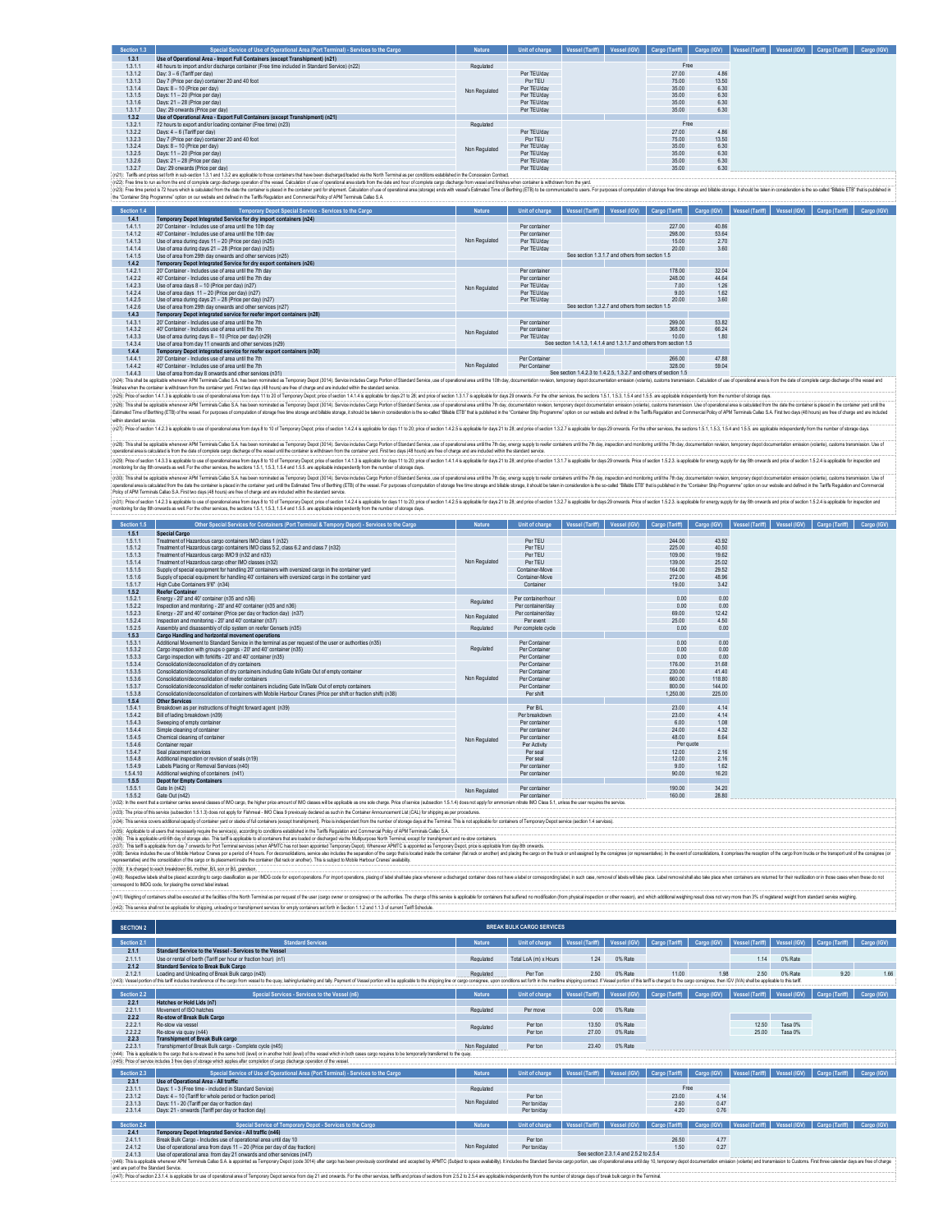| Section 1.3 | Special Service of Use of Operational Area (Port Terminal) - Services to the Cargo | Nature | Unit of charge | Vessel (Tariff) | Vessel (IGV) | Cargo (Tariff) | Cargo (IGV) | Vessel (Tariff) | Vessel (IGV) | Cargo (Tariff) | Cargo (IGV) |
|---|---|---|---|---|---|---|---|---|---|---|---|
| 1.3.1 | Use of Operational Area - Import Full Containers (except Transhipment) (n21) | | | | | | | | | | |
| 1.3.1.1 | 48 hours to import and/or discharge container (Free time included in Standard Service) (n22) | Regulated | | | | Free | | | | | |
| 1.3.1.2 | Day: 3 – 6 (Tariff per day) | Non Regulated | Per TEU/day | | | 27.00 | 4.86 | | | | |
| 1.3.1.3 | Day 7 (Price per day) container 20 and 40 foot | | Per TEU | | | 75.00 | 13.50 | | | | |
| 1.3.1.4 | Days: 8 – 10 (Price per day) | | Per TEU/day | | | 35.00 | 6.30 | | | | |
| 1.3.1.5 | Days: 11 – 20 (Price per day) | | Per TEU/day | | | 35.00 | 6.30 | | | | |
| 1.3.1.6 | Days: 21 – 28 (Price per day) | | Per TEU/day | | | 35.00 | 6.30 | | | | |
| 1.3.1.7 | Day: 29 onwards (Price per day) | | Per TEU/day | | | 35.00 | 6.30 | | | | |
| 1.3.2 | Use of Operational Area - Export Full Containers (except Transhipment) (n21) | | | | | | | | | | |
| 1.3.2.1 | 72 hours to export and/or loading container (Free time) (n23) | Regulated | | | | Free | | | | | |
| 1.3.2.2 | Days: 4 – 6 (Tariff per day) | Non Regulated | Per TEU/day | | | 27.00 | 4.86 | | | | |
| 1.3.2.3 | Day 7 (Price per day) container 20 and 40 foot | | Per TEU | | | 75.00 | 13.50 | | | | |
| 1.3.2.4 | Days: 8 – 10 (Price per day) | | Per TEU/day | | | 35.00 | 6.30 | | | | |
| 1.3.2.5 | Days: 11 – 20 (Price per day) | | Per TEU/day | | | 35.00 | 6.30 | | | | |
| 1.3.2.6 | Days: 21 – 28 (Price per day) | | Per TEU/day | | | 35.00 | 6.30 | | | | |
| 1.3.2.7 | Day: 29 onwards (Price per day) | | Per TEU/day | | | 35.00 | 6.30 | | | | |

(n21): Tariffs and prices set forth in sub-section 1.3.1 and 1.3.2 are applicable to those containers that have been discharged/loaded via the North Terminal as per conditions established in the Concession Contract.
(n22): Free time to run as from the end of complete cargo discharge operation of the vessel. Calculation of use of operational area starts from the date and hour of complete cargo discharge from vessel and finishes when container is withdrawn from the yard.
(n23): Free time period is 72 hours which is calculated from the date the container is placed in the container yard for shipment. Calculation of use of operational area (storage) ends with vessel's Estimated Time of Berthing (ETB) to be communicated to users. For purposes of computation of storage free time storage and billable storage, it should be taken in consideration is the so-called "Billable ETB" that is published in the "Container Ship Programme" option on our website and defined in the Tariffs Regulation and Commercial Policy of APM Terminals Callao S.A.

| Section 1.4 | Temporary Depot Special Service - Services to the Cargo | Nature | Unit of charge | Vessel (Tariff) | Vessel (IGV) | Cargo (Tariff) | Cargo (IGV) | Vessel (Tariff) | Vessel (IGV) | Cargo (Tariff) | Cargo (IGV) |
|---|---|---|---|---|---|---|---|---|---|---|---|
| 1.4.1 | Temporary Depot Integrated Service for dry import containers (n24) | | | | | | | | | | |
| 1.4.1.1 | 20' Container - Includes use of area until the 10th day | Non Regulated | Per container | | | 227.00 | 40.86 | | | | |
| 1.4.1.2 | 40' Container - Includes use of area until the 10th day | | Per container | | | 298.00 | 53.64 | | | | |
| 1.4.1.3 | Use of area during days 11 – 20 (Price per day) (n25) | | Per TEU/day | | | 15.00 | 2.70 | | | | |
| 1.4.1.4 | Use of area during days 21 – 28 (Price per day) (n25) | | Per TEU/day | | | 20.00 | 3.60 | | | | |
| 1.4.1.5 | Use of area from 29th day onwards and other services (n25) | | | See section 1.3.1.7 and others from section 1.5 | | | | | | | |
| 1.4.2 | Temporary Depot Integrated Service for dry export containers (n26) | | | | | | | | | | |
| 1.4.2.1 | 20' Container - Includes use of area until the 7th day | Non Regulated | Per container | | | 178.00 | 32.04 | | | | |
| 1.4.2.2 | 40' Container - Includes use of area until the 7th day | | Per container | | | 248.00 | 44.64 | | | | |
| 1.4.2.3 | Use of area during days 8 – 10 (Price per day) (n27) | | Per TEU/day | | | 7.00 | 1.26 | | | | |
| 1.4.2.4 | Use of area days 11 – 20 (Price per day) (n27) | | Per TEU/day | | | 9.00 | 1.62 | | | | |
| 1.4.2.5 | Use of area during days 21 – 28 (Price per day) (n27) | | Per TEU/day | | | 20.00 | 3.60 | | | | |
| 1.4.2.6 | Use of area from 29th day onwards and other services (n27) | | | See section 1.3.2.7 and others from section 1.5 | | | | | | | |
| 1.4.3 | Temporary Depot integrated service for reefer import containers (n28) | | | | | | | | | | |
| 1.4.3.1 | 20' Container - Includes use of area until the 7th | Non Regulated | Per container | | | 299.00 | 53.82 | | | | |
| 1.4.3.2 | 40' Container - Includes use of area until the 7th | | Per container | | | 368.00 | 66.24 | | | | |
| 1.4.3.3 | Use of area during days 8 – 10 (Price per day) (n29) | | Per TEU/day | | | 10.00 | 1.80 | | | | |
| 1.4.3.4 | Use of area from day 11 onwards and other services (n29) | | | See section 1.4.1.3, 1.4.1.4 and 1.3.1.7 and others from section 1.5 | | | | | | | |
| 1.4.4 | Temporary Depot integrated service for reefer export containers (n30) | | | | | | | | | | |
| 1.4.4.1 | 20' Container - Includes use of area until the 7th | Non Regulated | Per Container | | | 266.00 | 47.88 | | | | |
| 1.4.4.2 | 40' Container - Includes use of area until the 7th | | Per Container | | | 328.00 | 59.04 | | | | |
| 1.4.4.3 | Use of area from day 8 onwards and other services (n31) | | | See section 1.4.2.3 to 1.4.2.5, 1.3.2.7 and others of section 1.5 | | | | | | | |

(n24): This shall be applicable whenever APM Terminals Callao S.A. has been nominated as Temporary Depot (3014). Service includes Cargo Portion of Standard Service, use of operational area until the 10th day, documentation revision, temporary depot documentation emission (volante), customs transmission. Calculation of use of operational area is from the date of complete cargo discharge of the vessel and finishes when the container is withdrawn from the container yard. First two days (48 hours) are free of charge and are included within the standard service.
(n25): Price of section 1.4.1.3 is applicable to use of operational area from days 11 to 20 of Temporary Depot; price of section 1.4.1.4 is applicable for days 21 to 28; and price of section 1.3.1.7 is applicable for days 29 onwards. For the other services, the sections 1.5.1, 1.5.3, 1.5.4 and 1.5.5 are applicable independently from the number of storage days.
(n26): This shall be applicable whenever APM Terminals Callao S.A. has been nominated as Temporary Depot (3014). Service includes Cargo Portion of Standard Service, use of operational area until the 7th day, documentation revision, temporary depot documentation emission (volante), customs transmission. Use of operational area is calculated from the date the container is placed in the container yard until the Estimated Time of Berthing (ETB) of the vessel. For purposes of computation of storage free time storage and billable storage, it should be taken in consideration is the so-called "Billable ETB" that is published in the "Container Ship Programme" option on our website and defined in the Tariffs Regulation and Commercial Policy of APM Terminals Callao S.A. First two days (48 hours) are free of charge and are included within standard service.
(n27): Price of section 1.4.2.3 is applicable to use of operational area from days 8 to 10 of Temporary Depot; price of section 1.4.2.4 is applicable for days 11 to 20; price of section 1.4.2.5 is applicable for days 21 to 28; and price of section 1.3.2.7 is applicable for days 29 onwards. For the other services, the sections 1.5.1, 1.5.3, 1.5.4 and 1.5.5 are applicable independently from the number of storage days.
(n28): This shall be applicable whenever APM Terminals Callao S.A. has been nominated as Temporary Depot (3014). Service includes Cargo Portion of Standard Service, use of operational area until the 7th day, energy supply to reefer containers until the 7th day, inspection and monitoring until the 7th day, documentation revision, temporary depot documentation emission (volante), customs transmission. Use of operational area is calculated is from the date of complete cargo discharge of the vessel until the container is withdrawn from the container yard. First two days (48 hours) are free of charge and are included within the standard service.
(n29): Price of section 1.4.3.3 is applicable to use of operational area from days 8 to 10 of Temporary Depot; price of section 1.4.1.3 is applicable for days 11 to 20; price of section 1.4.1.4 is applicable for days 21 to 28; price of section 1.3.1.7 is applicable for days 29 onwards. Price of section 1.5.2.3. is applicable for energy supply for day 8th onwards and price of section 1.5.2.4 is applicable for inspection and monitoring for day 8th onwards as well. For the other services, the sections 1.5.1, 1.5.3, 1.5.4 and 1.5.5. are applicable independently from the number of storage days.
(n30): This shall be applicable whenever APM Terminals Callao S.A. has been nominated as Temporary Depot (3014). Service includes Cargo Portion of Standard Service, use of operational area until the 7th day, energy supply to reefer containers until the 7th day, inspection and monitoring until the 7th day, documentation revision, temporary depot documentation emission (volante), customs transmission. Use of operational area is calculated from the date the container is placed in the container yard until the Estimated Time of Berthing (ETB) of the vessel. For purposes of computation of storage free time storage and billable storage, it should be taken in consideration is the so-called "Billable ETB" that is published in the "Container Ship Programme" option on our website and defined in the Tariffs Regulation and Commercial Policy of APM Terminals Callao S.A. First two days (48 hours) are free of charge and are included within the standard service.
(n31): Price of section 1.4.2.3 is applicable to use of operational area from days 8 to 10 of Temporary Depot; price of section 1.4.2.4 is applicable for days 11 to 20; price of section 1.4.2.5 is applicable for days 21 to 28; and price of section 1.3.2.7 is applicable for days 29 onwards. Price of section 1.5.2.3. is applicable for energy supply for day 8th onwards and price of section 1.5.2.4 is applicable for inspection and monitoring for day 8th onwards as well. For the other services, the sections 1.5.1, 1.5.3, 1.5.4 and 1.5.5. are applicable independently from the number of storage days.

| Section 1.5 | Other Special Services for Containers (Port Terminal & Tempory Depot) - Services to the Cargo | Nature | Unit of charge | Vessel (Tariff) | Vessel (IGV) | Cargo (Tariff) | Cargo (IGV) | Vessel (Tariff) | Vessel (IGV) | Cargo (Tariff) | Cargo (IGV) |
|---|---|---|---|---|---|---|---|---|---|---|---|
| 1.5.1 | Special Cargo | | | | | | | | | | |
| 1.5.1.1 | Treatment of Hazardous cargo containers IMO class 1 (n32) | Non Regulated | Per TEU | | | 244.00 | 43.92 | | | | |
| 1.5.1.2 | Treatment of Hazardous cargo containers IMO class 5.2, class 6.2 and class 7 (n32) | | Per TEU | | | 225.00 | 40.50 | | | | |
| 1.5.1.3 | Treatment of Hazardous cargo IMO 9 (n32 and n33) | | Per TEU | | | 109.00 | 19.62 | | | | |
| 1.5.1.4 | Treatment of Hazardous cargo other IMO classes (n32) | | Per TEU | | | 139.00 | 25.02 | | | | |
| 1.5.1.5 | Supply of special equipment for handling 20' containers with oversized cargo in the container yard | | Container-Move | | | 164.00 | 29.52 | | | | |
| 1.5.1.6 | Supply of special equipment for handling 40' containers with oversized cargo in the container yard | | Container-Move | | | 272.00 | 48.96 | | | | |
| 1.5.1.7 | High Cube Containers 9'6" (n34) | | Container | | | 19.00 | 3.42 | | | | |
| 1.5.2 | Reefer Container | | | | | | | | | | |
| 1.5.2.1 | Energy - 20' and 40' container (n35 and n36) | Regulated | Per container/hour | | | 0.00 | 0.00 | | | | |
| 1.5.2.2 | Inspection and monitoring - 20' and 40' container (n35 and n36) | | Per container/day | | | 0.00 | 0.00 | | | | |
| 1.5.2.3 | Energy - 20' and 40' container (Price per day or fraction day) (n37) | Non Regulated | Per container/day | | | 69.00 | 12.42 | | | | |
| 1.5.2.4 | Inspection and monitoring - 20' and 40' container (n37) | | Per event | | | 25.00 | 4.50 | | | | |
| 1.5.2.5 | Assembly and disassembly of clip system on reefer Gensets (n35) | Regulated | Per complete cycle | | | 0.00 | 0.00 | | | | |
| 1.5.3 | Cargo Handling and horizontal movement operations | | | | | | | | | | |
| 1.5.3.1 | Additional Movement to Standard Service in the terminal as per request of the user or authorities (n35) | Regulated | Per Container | | | 0.00 | 0.00 | | | | |
| 1.5.3.2 | Cargo inspection with groups o gangs - 20' and 40' container (n35) | | Per Container | | | 0.00 | 0.00 | | | | |
| 1.5.3.3 | Cargo inspection with forklifts - 20' and 40' container (n35) | | Per Container | | | 0.00 | 0.00 | | | | |
| 1.5.3.4 | Consolidation/deconsolidation of dry containers | Non Regulated | Per Container | | | 176.00 | 31.68 | | | | |
| 1.5.3.5 | Consolidation/deconsolidation of dry containers including Gate In/Gate Out of empty container | | Per Container | | | 230.00 | 41.40 | | | | |
| 1.5.3.6 | Consolidation/deconsolidation of reefer containers | | Per Container | | | 660.00 | 118.80 | | | | |
| 1.5.3.7 | Consolidation/deconsolidation of reefer containers including Gate In/Gate Out of empty containers | | Per Container | | | 800.00 | 144.00 | | | | |
| 1.5.3.8 | Consolidation/deconsolidation of containers with Mobile Harbour Cranes (Price per shift or fraction shift) (n38) | | Per shift | | | 1,250.00 | 225.00 | | | | |
| 1.5.4 | Other Services | | | | | | | | | | |
| 1.5.4.1 | Breakdown as per instructions of freight forward agent (n39) | Non Regulated | Per B/L | | | 23.00 | 4.14 | | | | |
| 1.5.4.2 | Bill of lading breakdown (n39) | | Per breakdown | | | 23.00 | 4.14 | | | | |
| 1.5.4.3 | Sweeping of empty container | | Per container | | | 6.00 | 1.08 | | | | |
| 1.5.4.4 | Simple cleaning of container | | Per container | | | 24.00 | 4.32 | | | | |
| 1.5.4.5 | Chemical cleaning of container | | Per container | | | 48.00 | 8.64 | | | | |
| 1.5.4.6 | Container repair | | Per Activity | | | Per quote | | | | | |
| 1.5.4.7 | Seal placement services | | Per seal | | | 12.00 | 2.16 | | | | |
| 1.5.4.8 | Additional inspection or revision of seals (n19) | | Per seal | | | 12.00 | 2.16 | | | | |
| 1.5.4.9 | Labels Placing or Removal Services (n40) | | Per container | | | 9.00 | 1.62 | | | | |
| 1.5.4.10 | Additional weighing of containers (n41) | | Per container | | | 90.00 | 16.20 | | | | |
| 1.5.5 | Depot for Empty Containers | | | | | | | | | | |
| 1.5.5.1 | Gate In (n42) | Non Regulated | Per container | | | 190.00 | 34.20 | | | | |
| 1.5.5.2 | Gate Out (n42) | | Per container | | | 160.00 | 28.80 | | | | |

(n32): In the event that a container carries several classes of IMO cargo, the higher price amount of IMO classes will be applicable as one sole charge. Price of service (subsection 1.5.1.4) does not apply for ammonium nitrate IMO Class 5.1, unless the user requires the service.
(n33): The price of this service (subsection 1.5.1.3) does not apply for Fishmeal - IMO Class 9 previously declared as such in the Container Announcement List (CAL) for shipping as per procedures.
(n34): This service covers additional capacity of container yard or stacks of full containers (except transhipment). Price is independent from the number of storage days at the Terminal. This is not applicable for containers of Temporary Depot service (section 1.4 services).
(n35): Applicable to all users that necessarily require the service(s), according to conditions established in the Tariffs Regulation and Commercial Policy of APM Terminals Callao S.A.
(n36): This is applicable until 6th day of storage also. The tariff is applicable to all containers that are loaded or discharged via the Multipurpose North Terminal, except for transhipment and re-stow containers.
(n37): This tariff is applicable from day 7 onwards for Port Terminal services (when APMTC has not been appointed Temporary Depot). Whenever APMTC is appointed as Temporary Depot, price is applicable from day 8th onwards.
(n38): Service includes the use of Mobile Harbour Cranes per a period of 4 hours. For deconsolidations, service also includes the separation of the cargo that is located inside the container (flat rack or another) and placing the cargo on the truck or unit assigned by the consignee (or representative). In the event of consolidations, it comprises the reception of the cargo from trucks or the transport unit of the consignee (or representative) and the consolidation of the cargo or its placement inside the container (flat rack or another). This is subject to Mobile Harbour Cranes' availability.
(n39): It is charged to each breakdown B/L mother, B/L son or B/L grandson.
(n40): Respective labels shall be placed according to cargo classification as per IMDG code for export operations. For import operations, placing of label shall take place whenever a discharged container does not have a label or corresponding label, in such case, removal of labels will take place. Label removal shall also take place when containers are returned for their reutilization or in those cases when these do not correspond to IMDG code, for placing the correct label instead.
(n41) Weighing of containers shall be executed at the facilities of the North Terminal as per request of the user (cargo owner or consignee) or the authorities. The charge of this service is applicable for containers that suffered no modification (from physical inspection or other reason), and which additional weighing result does not vary more than 3% of registered weight from standard service weighing.
(n42): This service shall not be applicable for shipping, unloading or transhipment services for empty containers set forth in Section 1.1.2 and 1.1.3 of current Tariff Schedule.

## SECTION 2 — BREAK BULK CARGO SERVICES

| Section 2.1 | Standard Services | Nature | Unit of charge | Vessel (Tariff) | Vessel (IGV) | Cargo (Tariff) | Cargo (IGV) | Vessel (Tariff) | Vessel (IGV) | Cargo (Tariff) | Cargo (IGV) |
|---|---|---|---|---|---|---|---|---|---|---|---|
| 2.1.1 | Standard Service to the Vessel - Services to the Vessel | | | | | | | | | | |
| 2.1.1.1 | Use or rental of berth (Tariff per hour or fraction hour) (n1) | Regulated | Total LoA (m) x Hours | 1.24 | 0% Rate | | | 1.14 | 0% Rate | | |
| 2.1.2 | Standard Service to Break Bulk Cargo | | | | | | | | | | |
| 2.1.2.1 | Loading and Unloading of Break Bulk cargo (n43) | Regulated | Per Ton | 2.50 | 0% Rate | 11.00 | 1.98 | 2.50 | 0% Rate | 9.20 | 1.66 |

(n43): Vessel portion of this tariff includes transference of the cargo from vessel to the quay, lashing/unlashing and tally. Payment of Vessel portion will be applicable to the shipping line or cargo consignee, upon conditions set forth in the maritime shipping contract. If Vessel portion of this tariff is charged to the cargo consignee, then IGV (VAT) shall be applicable to this tariff.

| Section 2.2 | Special Services - Services to the Vessel (n6) | Nature | Unit of charge | Vessel (Tariff) | Vessel (IGV) | Cargo (Tariff) | Cargo (IGV) | Vessel (Tariff) | Vessel (IGV) | Cargo (Tariff) | Cargo (IGV) |
|---|---|---|---|---|---|---|---|---|---|---|---|
| 2.2.1 | Hatches or Hold Lids (n7) | | | | | | | | | | |
| 2.2.1.1 | Movement of ISO hatches | Regulated | Per move | 0.00 | 0% Rate | | | | | | |
| 2.2.2 | Re-stow of Break Bulk Cargo | | | | | | | | | | |
| 2.2.2.1 | Re-stow via vessel | Regulated | Per ton | 13.50 | 0% Rate | | | 12.50 | Tasa 0% | | |
| 2.2.2.2 | Re-stow via quay (n44) | | Per ton | 27.00 | 0% Rate | | | 25.00 | Tasa 0% | | |
| 2.2.3 | Transhipment of Break Bulk cargo | | | | | | | | | | |
| 2.2.3.1 | Transhipment of Break Bulk cargo - Complete cycle (n45) | Non Regulated | Per ton | 23.40 | 0% Rate | | | | | | |

(n44): This is applicable to the cargo that is re-stowed in the same hold (level) or in another hold (level) of the vessel which in both cases cargo requires to be temporarily transferred to the quay.
(n45): Price of service includes 3 free days of storage which applies after completion of cargo discharge operation of the vessel.

| Section 2.3 | Special Service of Use of Operational Area (Port Terminal) - Services to the Cargo | Nature | Unit of charge | Vessel (Tariff) | Vessel (IGV) | Cargo (Tariff) | Cargo (IGV) | Vessel (Tariff) | Vessel (IGV) | Cargo (Tariff) | Cargo (IGV) |
|---|---|---|---|---|---|---|---|---|---|---|---|
| 2.3.1 | Use of Operational Area - All traffic | | | | | | | | | | |
| 2.3.1.1 | Days: 1 - 3 (Free time - included in Standard Service) | Regulated | | | | Free | | | | | |
| 2.3.1.2 | Days: 4 – 10 (Tariff for whole period or fraction period) | Non Regulated | Per ton | | | 23.00 | 4.14 | | | | |
| 2.3.1.3 | Days: 11 - 20 (Tariff per day or fraction day) | | Per ton/day | | | 2.60 | 0.47 | | | | |
| 2.3.1.4 | Days: 21 - onwards (Tariff per day or fraction day) | | Per ton/day | | | 4.20 | 0.76 | | | | |

| Section 2.4 | Special Service of Temporary Depot - Services to the Cargo | Nature | Unit of charge | Vessel (Tariff) | Vessel (IGV) | Cargo (Tariff) | Cargo (IGV) | Vessel (Tariff) | Vessel (IGV) | Cargo (Tariff) | Cargo (IGV) |
|---|---|---|---|---|---|---|---|---|---|---|---|
| 2.4.1 | Temporary Depot Integrated Service - All traffic (n46) | | | | | | | | | | |
| 2.4.1.1 | Break Bulk Cargo - Includes use of operational area until day 10 | Non Regulated | Per ton | | | 26.50 | 4.77 | | | | |
| 2.4.1.2 | Use of operational area from days 11 – 20 (Price per day of day fraction) | | Per ton/day | | | 1.50 | 0.27 | | | | |
| 2.4.1.3 | Use of operational area from day 21 onwards and other services (n47) | | | See section 2.3.1.4 and 2.5.2 to 2.5.4 | | | | | | | |

(n46): This is applicable whenever APM Terminals Callao S.A. is appointed as Temporary Depot (code 3014) after cargo has been previously coordinated and accepted by APMTC (Subject to space availability). It includes the Standard Service cargo portion, use of operational area until day 10, temporary depot documentation emission (volante) and transmission to Customs. First three calendar days are free of charge and are part of the Standard Service.
(n47): Price of section 2.3.1.4. is applicable for use of operational area of Temporary Depot service from day 21 and onwards. For the other services, tariffs and prices of sections from 2.5.2 to 2.5.4 are applicable independently from the number of storage days of break bulk cargo in the Terminal.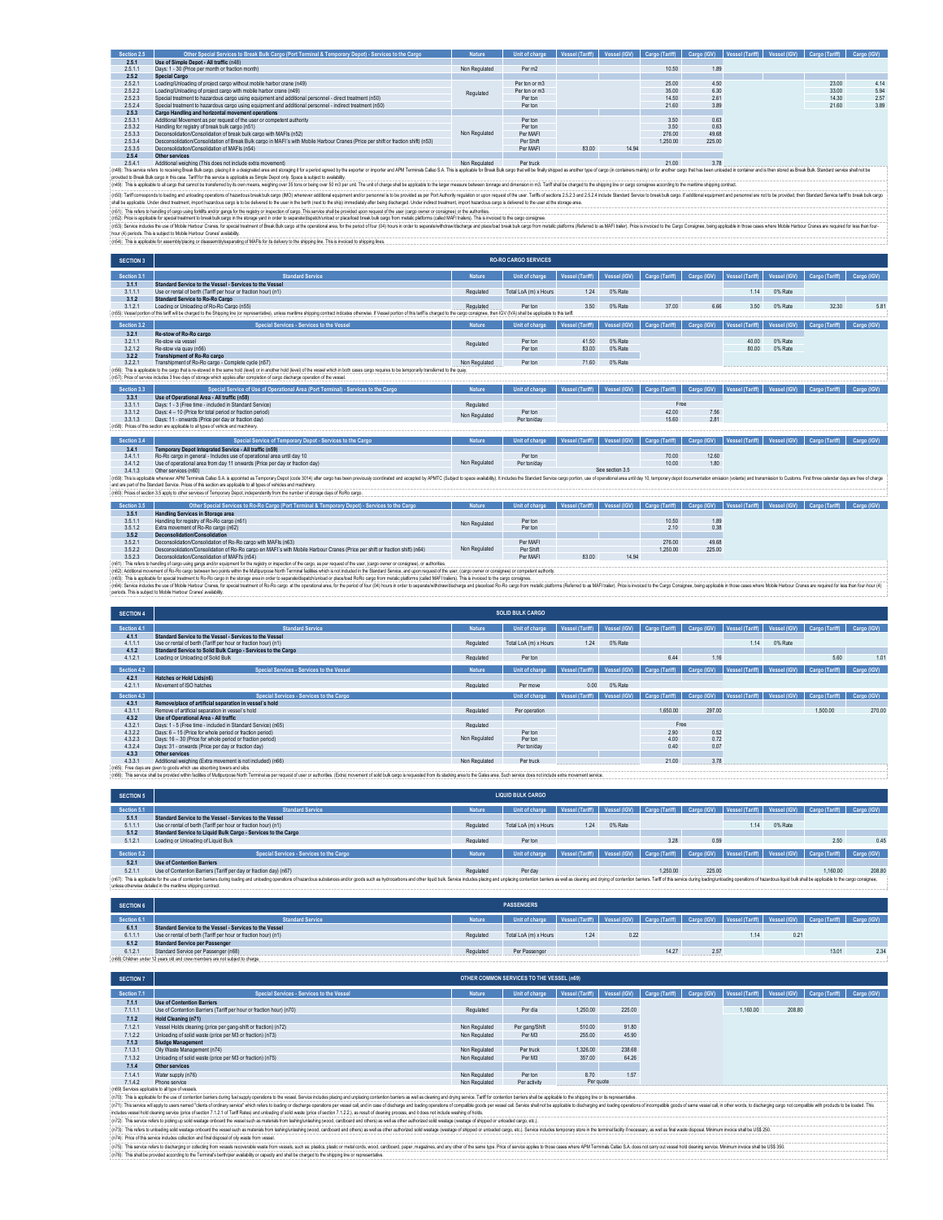| Section 2.5 | Other Special Services to Break Bulk Cargo (Port Terminal & Temporary Depot) - Services to the Cargo | Nature | Unit of charge | Vessel (Tariff) | Vessel (IGV) | Cargo (Tariff) | Cargo (IGV) | Vessel (Tariff) | Vessel (IGV) | Cargo (Tariff) | Cargo (IGV) |
|---|---|---|---|---|---|---|---|---|---|---|---|
| **2.5.1** | **Use of Simple Depot - All traffic** (n48) | | | | | | | | | | |
| 2.5.1.1 | Days: 1 - 30 (Price per month or fraction month) | Non Regulated | Per m2 | | | 10.50 | 1.89 | | | | |
| **2.5.2** | **Special Cargo** | | | | | | | | | | |
| 2.5.2.1 | Loading/Unloading of project cargo without mobile harbor crane (n49) | Regulated | Per ton or m3 | | | 25.00 | 4.50 | | | 23.00 | 4.14 |
| 2.5.2.2 | Loading/Unloading of project cargo with mobile harbor crane (n49) | Regulated | Per ton or m3 | | | 35.00 | 6.30 | | | 33.00 | 5.94 |
| 2.5.2.3 | Special treatment to hazardous cargo using equipment and additional personnel - direct treatment (n50) | Regulated | Per ton | | | 14.50 | 2.61 | | | 14.30 | 2.57 |
| 2.5.2.4 | Special treatment to hazardous cargo using equipment and additional personnel - indirect treatment (n50) | Regulated | Per ton | | | 21.60 | 3.89 | | | 21.60 | 3.89 |
| **2.5.3** | **Cargo Handling and horizontal movement operations** | | | | | | | | | | |
| 2.5.3.1 | Additional Movement as per request of the user or competent authority | Non Regulated | Per ton | | | 3.50 | 0.63 | | | | |
| 2.5.3.2 | Handling for registry of break bulk cargo (n51) | Non Regulated | Per ton | | | 3.50 | 0.63 | | | | |
| 2.5.3.3 | Deconsolidation/Consolidation of break bulk cargo with MAFIs (n52) | Non Regulated | Per MAFI | | | 276.00 | 49.68 | | | | |
| 2.5.3.4 | Deconsolidation/Consolidation of Break Bulk cargo in MAFI's with Mobile Harbour Cranes (Price per shift or fraction shift) (n53) | Non Regulated | Per Shift | | | 1,250.00 | 225.00 | | | | |
| 2.5.3.5 | Deconsolidation/Consolidation of MAFIs (n54) | Non Regulated | Per MAFI | 83.00 | 14.94 | | | | | | |
| **2.5.4** | **Other services** | | | | | | | | | | |
| 2.5.4.1 | Additional weighing (This does not include extra movement) | Non Regulated | Per truck | | | 21.00 | 3.78 | | | | |

(n48): This service refers to receiving Break Bulk cargo, placing it in a designated area and storaging it for a period agreed by the exporter or importer and APM Terminals Callao S.A. This is applicable for Break Bulk cargo that will be finally shipped as another type of cargo (in containers mainly) or for another cargo that has been unloaded in container and is then stored as Break Bulk. Standard service shall not be provided to Break Bulk cargo in this case. Tariff for this service is applicable as Simple Depot only. Space is subject to availability.

(n49): This is applicable to all cargo that cannot be transferred by its own means, weighing over 35 tons or being over 50 m3 per unit. The unit of charge shall be applicable to the larger measure between tonnage and dimension in m3. Tariff shall be charged to the shipping line or cargo consignee according to the maritime shipping contract.

(n50): Tariff corresponds to loading and unloading operations of hazardous break bulk cargo (IMO) whenever additional equipment and/or personnel is to be provided as per Port Authority regulation or upon request of the user. Tariffs of sections 2.5.2.3 and 2.5.2.4 include Standard Service to break bulk cargo. If additional equipment and personnel are not to be provided, then Standard Service tariff to break bulk cargo shall be applicable. Under direct treatment, import hazardous cargo is to be delivered to the user in the berth (next to the ship) immediately after being discharged. Under indirect treatment, import hazardous cargo is delivered to the user at the storage area.

(n51): This refers to handling of cargo using forklifts and/or gangs for the registry or inspection of cargo. This service shall be provided upon request of the user (cargo owner or consignee) or the authorities.

(n52): Price is applicable for special treatment to break bulk cargo in the storage yard in order to separate/dispatch/unload or place/load break bulk cargo from metallic platforms (called MAFI trailers). This is invoiced to the cargo consignee.

(n53): Service includes the use of Mobile Harbour Cranes, for special treatment of Break Bulk cargo at the operational area, for the period of four (04) hours in order to separate/withdraw/discharge and place/load break bulk cargo from metallic platforms (Referred to as MAFI trailer). Price is invoiced to the Cargo Consignee, being applicable in those cases where Mobile Harbour Cranes are required for less than four-hour (4) periods. This is subject to Mobile Harbour Cranes' availability.

(n54): This is applicable for assembly/placing or disassembly/separating of MAFIs for its delivery to the shipping line. This is invoiced to shipping lines.

## SECTION 3 — RO-RO CARGO SERVICES

| Section 3.1 | Standard Service | Nature | Unit of charge | Vessel (Tariff) | Vessel (IGV) | Cargo (Tariff) | Cargo (IGV) | Vessel (Tariff) | Vessel (IGV) | Cargo (Tariff) | Cargo (IGV) |
|---|---|---|---|---|---|---|---|---|---|---|---|
| **3.1.1** | **Standard Service to the Vessel - Services to the Vessel** | | | | | | | | | | |
| 3.1.1.1 | Use or rental of berth (Tariff per hour or fraction hour) (n1) | Regulated | Total LoA (m) x Hours | 1.24 | 0% Rate | | | 1.14 | 0% Rate | | |
| **3.1.2** | **Standard Service to Ro-Ro Cargo** | | | | | | | | | | |
| 3.1.2.1 | Loading or Unloading of Ro-Ro Cargo (n55) | Regulated | Per ton | 3.50 | 0% Rate | 37.00 | 6.66 | 3.50 | 0% Rate | 32.30 | 5.81 |

(n55): Vessel portion of this tariff will be charged to the Shipping line (or representative), unless maritime shipping contract indicates otherwise. If Vessel portion of this tariff is charged to the cargo consignee, then IGV (VAT) shall be applicable to this tariff.

| Section 3.2 | Special Services - Services to the Vessel | Nature | Unit of charge | Vessel (Tariff) | Vessel (IGV) | Cargo (Tariff) | Cargo (IGV) | Vessel (Tariff) | Vessel (IGV) | Cargo (Tariff) | Cargo (IGV) |
|---|---|---|---|---|---|---|---|---|---|---|---|
| **3.2.1** | **Re-stow of Ro-Ro cargo** | | | | | | | | | | |
| 3.2.1.1 | Re-stow via vessel | Regulated | Per ton | 41.50 | 0% Rate | | | 40.00 | 0% Rate | | |
| 3.2.1.2 | Re-stow via quay (n56) | Regulated | Per ton | 83.00 | 0% Rate | | | 80.00 | 0% Rate | | |
| **3.2.2** | **Transhipment of Ro-Ro cargo** | | | | | | | | | | |
| 3.2.2.1 | Transhipment of Ro-Ro cargo - Complete cycle (n57) | Non Regulated | Per ton | 71.60 | 0% Rate | | | | | | |

(n56): This is applicable to the cargo that is re-stowed in the same hold (level) or in another hold (level) of the vessel which in both cases cargo requires to be temporarily transferred to the quay.

(n57): Price of service includes 3 free days of storage which applies after completion of cargo discharge operation of the vessel.

| Section 3.3 | Special Service of Use of Operational Area (Port Terminal) - Services to the Cargo | Nature | Unit of charge | Vessel (Tariff) | Vessel (IGV) | Cargo (Tariff) | Cargo (IGV) | Vessel (Tariff) | Vessel (IGV) | Cargo (Tariff) | Cargo (IGV) |
|---|---|---|---|---|---|---|---|---|---|---|---|
| **3.3.1** | **Use of Operational Area - All traffic** (n58) | | | | | | | | | | |
| 3.3.1.1 | Days: 1 - 3 (Free time - included in Standard Service) | Regulated | | | | Free | | | | | |
| 3.3.1.2 | Days: 4 – 10 (Price for total period or fraction period) | Non Regulated | Per ton | | | 42.00 | 7.56 | | | | |
| 3.3.1.3 | Days: 11 - onwards (Price per day or fraction day) | Non Regulated | Per ton/day | | | 15.60 | 2.81 | | | | |

(n58): Prices of this section are applicable to all types of vehicle and machinery.

| Section 3.4 | Special Service of Temporary Depot - Services to the Cargo | Nature | Unit of charge | Vessel (Tariff) | Vessel (IGV) | Cargo (Tariff) | Cargo (IGV) | Vessel (Tariff) | Vessel (IGV) | Cargo (Tariff) | Cargo (IGV) |
|---|---|---|---|---|---|---|---|---|---|---|---|
| **3.4.1** | **Temporary Depot Integrated Service - All traffic** (n59) | | | | | | | | | | |
| 3.4.1.1 | Ro-Ro cargo in general - Includes use of operational area until day 10 | Non Regulated | Per ton | | | 70.00 | 12.60 | | | | |
| 3.4.1.2 | Use of operational area from day 11 onwards (Price per day or fraction day) | Non Regulated | Per ton/day | | | 10.00 | 1.80 | | | | |
| 3.4.1.3 | Other services (n60) | | | | See section 3.5 | | | | | | |

(n59): This is applicable whenever APM Terminals Callao S.A. is appointed as Temporary Depot (code 3014) after cargo has been previously coordinated and accepted by APMTC (Subject to space availability). It includes the Standard Service cargo portion, use of operational area until day 10, temporary depot documentation emission (volante) and transmission to Customs. First three calendar days are free of charge and are part of the Standard Service. Prices of this section are applicable to all types of vehicles and machinery.

(n60): Prices of section 3.5 apply to other services of Temporary Depot, independently from the number of storage days of RoRo cargo.

| Section 3.5 | Other Special Services to Ro-Ro Cargo (Port Terminal & Temporary Depot) - Services to the Cargo | Nature | Unit of charge | Vessel (Tariff) | Vessel (IGV) | Cargo (Tariff) | Cargo (IGV) | Vessel (Tariff) | Vessel (IGV) | Cargo (Tariff) | Cargo (IGV) |
|---|---|---|---|---|---|---|---|---|---|---|---|
| **3.5.1** | **Handling Services in Storage area** | | | | | | | | | | |
| 3.5.1.1 | Handling for registry of Ro-Ro cargo (n61) | Non Regulated | Per ton | | | 10.50 | 1.89 | | | | |
| 3.5.1.2 | Extra movement of Ro-Ro cargo (n62) | Non Regulated | Per ton | | | 2.10 | 0.38 | | | | |
| **3.5.2** | **Deconsolidation/Consolidation** | | | | | | | | | | |
| 3.5.2.1 | Deconsolidation/Consolidation of Ro-Ro cargo with MAFIs (n63) | Non Regulated | Per MAFI | | | 276.00 | 49.68 | | | | |
| 3.5.2.2 | Deconsolidation/Consolidation of Ro-Ro cargo en MAFI's with Mobile Harbour Cranes (Price per shift or fraction shift) (n64) | Non Regulated | Per Shift | | | 1,250.00 | 225.00 | | | | |
| 3.5.2.3 | Deconsolidation/Consolidation of MAFIs (n54) | Non Regulated | Per MAFI | 83.00 | 14.94 | | | | | | |

(n61): This refers to handling of cargo using gangs and/or equipment for the registry or inspection of the cargo, as per request of the user, (cargo owner or consignee), or authorities.

(n62): Additional movement of Ro-Ro cargo between two points within the Multipurpose North Terminal facilities which is not included in the Standard Service, and upon request of the user, (cargo owner or consignee) or competent authority.

(n63): This is applicable for special treatment to Ro-Ro cargo in the storage area in order to separate/dispatch/unload or place/load RoRo cargo from metallic platforms (called MAFI trailers). This is invoiced to the cargo consignee.

(n64): Service includes the use of Mobile Harbour Cranes, for special treatment of Ro-Ro cargo at the operational area, for the period of four (04) hours in order to separate/withdraw/discharge and place/load Ro-Ro cargo from metallic platforms (Referred to as MAFI trailer). Price is invoiced to the Cargo Consignee, being applicable in those cases where Mobile Harbour Cranes are required for less than four-hour (4) periods. This is subject to Mobile Harbour Cranes' availability.

## SECTION 4 — SOLID BULK CARGO

| Section 4.1 | Standard Service | Nature | Unit of charge | Vessel (Tariff) | Vessel (IGV) | Cargo (Tariff) | Cargo (IGV) | Vessel (Tariff) | Vessel (IGV) | Cargo (Tariff) | Cargo (IGV) |
|---|---|---|---|---|---|---|---|---|---|---|---|
| **4.1.1** | **Standard Service to the Vessel - Services to the Vessel** | | | | | | | | | | |
| 4.1.1.1 | Use or rental of berth (Tariff per hour or fraction hour) (n1) | Regulated | Total LoA (m) x Hours | 1.24 | 0% Rate | | | 1.14 | 0% Rate | | |
| **4.1.2** | **Standard Service to Solid Bulk Cargo - Services to the Cargo** | | | | | | | | | | |
| 4.1.2.1 | Loading or Unloading of Solid Bulk | Regulated | Per ton | | | 6.44 | 1.16 | | | 5.60 | 1.01 |

| Section 4.2 | Special Services - Services to the Vessel | Nature | Unit of charge | Vessel (Tariff) | Vessel (IGV) | Cargo (Tariff) | Cargo (IGV) | Vessel (Tariff) | Vessel (IGV) | Cargo (Tariff) | Cargo (IGV) |
|---|---|---|---|---|---|---|---|---|---|---|---|
| **4.2.1** | **Hatches or Hold Lids**(n6) | | | | | | | | | | |
| 4.2.1.1 | Movement of ISO hatches | Regulated | Per move | 0.00 | 0% Rate | | | | | | |

| Section 4.3 | Special Services - Services to the Cargo | Nature | Unit of charge | Vessel (Tariff) | Vessel (IGV) | Cargo (Tariff) | Cargo (IGV) | Vessel (Tariff) | Vessel (IGV) | Cargo (Tariff) | Cargo (IGV) |
|---|---|---|---|---|---|---|---|---|---|---|---|
| **4.3.1** | **Remove/place of artificial separation in vessel´s hold** | | | | | | | | | | |
| 4.3.1.1 | Remove of artificial separation in vessel´s hold | Regulated | Per operation | | | 1,650.00 | 297.00 | | | 1,500.00 | 270.00 |
| **4.3.2** | **Use of Operational Area - All traffic** | | | | | | | | | | |
| 4.3.2.1 | Days: 1 - 5 (Free time - included in Standard Service) (n65) | Regulated | | | | Free | | | | | |
| 4.3.2.2 | Days: 6 – 15 (Price for whole period or fraction period) | Non Regulated | Per ton | | | 2.90 | 0.52 | | | | |
| 4.3.2.3 | Days: 16 – 30 (Price for whole period or fraction period) | Non Regulated | Per ton | | | 4.00 | 0.72 | | | | |
| 4.3.2.4 | Days: 31 - onwards (Price per day or fraction day) | Non Regulated | Per ton/day | | | 0.40 | 0.07 | | | | |
| **4.3.3** | **Other services** | | | | | | | | | | |
| 4.3.3.1 | Additional weighing (Extra movement is not included) (n66) | Non Regulated | Per truck | | | 21.00 | 3.78 | | | | |

(n65): Free days are given to goods which use absorbing towers and silos.

(n66): The service shall be provided within facilities of Multipurpose North Terminal as per request of user or authorities. (Extra) movement of solid bulk cargo is requested from its stacking area to the Gates area. Such service does not include extra movement service.

## SECTION 5 — LIQUID BULK CARGO

| Section 5.1 | Standard Service | Nature | Unit of charge | Vessel (Tariff) | Vessel (IGV) | Cargo (Tariff) | Cargo (IGV) | Vessel (Tariff) | Vessel (IGV) | Cargo (Tariff) | Cargo (IGV) |
|---|---|---|---|---|---|---|---|---|---|---|---|
| **5.1.1** | **Standard Service to the Vessel - Services to the Vessel** | | | | | | | | | | |
| 5.1.1.1 | Use or rental of berth (Tariff per hour or fraction hour) (n1) | Regulated | Total LoA (m) x Hours | 1.24 | 0% Rate | | | 1.14 | 0% Rate | | |
| **5.1.2** | **Standard Service to Liquid Bulk Cargo - Services to the Cargo** | | | | | | | | | | |
| 5.1.2.1 | Loading or Unloading of Liquid Bulk | Regulated | Per ton | | | 3.28 | 0.59 | | | 2.50 | 0.45 |

| Section 5.2 | Special Services - Services to the Cargo | Nature | Unit of charge | Vessel (Tariff) | Vessel (IGV) | Cargo (Tariff) | Cargo (IGV) | Vessel (Tariff) | Vessel (IGV) | Cargo (Tariff) | Cargo (IGV) |
|---|---|---|---|---|---|---|---|---|---|---|---|
| **5.2.1** | **Use of Contention Barriers** | | | | | | | | | | |
| 5.2.1.1 | Use of Contention Barriers (Tariff per day or fraction day) (n67) | Regulated | Per day | | | 1,250.00 | 225.00 | | | 1,160.00 | 208.80 |

(n67): This is applicable for the use of contention barriers during loading and unloading operations of hazardous substances and/or goods such as hydrocarbons and other liquid bulk. Service includes placing and unplacing contention barriers as well as cleaning and drying of contention barriers. Tariff of this service during loading/unloading operations of hazardous liquid bulk shall be applicable to the cargo consignee, unless otherwise detailed in the maritime shipping contract.

## SECTION 6 — PASSENGERS

| Section 6.1 | Standard Service | Nature | Unit of charge | Vessel (Tariff) | Vessel (IGV) | Cargo (Tariff) | Cargo (IGV) | Vessel (Tariff) | Vessel (IGV) | Cargo (Tariff) | Cargo (IGV) |
|---|---|---|---|---|---|---|---|---|---|---|---|
| **6.1.1** | **Standard Service to the Vessel - Services to the Vessel** | | | | | | | | | | |
| 6.1.1.1 | Use or rental of berth (Tariff per hour or fraction hour) (n1) | Regulated | Total LoA (m) x Hours | 1.24 | 0.22 | | | 1.14 | 0.21 | | |
| **6.1.2** | **Standard Service per Passenger** | | | | | | | | | | |
| 6.1.2.1 | Standard Service per Passenger (n68) | Regulated | Per Passenger | | | 14.27 | 2.57 | | | 13.01 | 2.34 |

(n68) Children under 12 years old and crew members are not subject to charge.

## SECTION 7 — OTHER COMMON SERVICES TO THE VESSEL (n69)

| Section 7.1 | Special Services - Services to the Vessel | Nature | Unit of charge | Vessel (Tariff) | Vessel (IGV) | Cargo (Tariff) | Cargo (IGV) | Vessel (Tariff) | Vessel (IGV) | Cargo (Tariff) | Cargo (IGV) |
|---|---|---|---|---|---|---|---|---|---|---|---|
| **7.1.1** | **Use of Contention Barriers** | | | | | | | | | | |
| 7.1.1.1 | Use of Contention Barriers (Tariff per hour or fraction hour) (n70) | Regulated | Per día | 1,250.00 | 225.00 | | | 1,160.00 | 208.80 | | |
| **7.1.2** | **Hold Cleaning (n71)** | | | | | | | | | | |
| 7.1.2.1 | Vessel Holds cleaning (price per gang-shift or fraction) (n72) | Non Regulated | Per gang/Shift | 510.00 | 91.80 | | | | | | |
| 7.1.2.2 | Unloading of solid waste (price per M3 or fraction) (n73) | Non Regulated | Per M3 | 255.00 | 45.90 | | | | | | |
| **7.1.3** | **Sludge Management** | | | | | | | | | | |
| 7.1.3.1 | Oily Waste Management (n74) | Non Regulated | Per truck | 1,326.00 | 238.68 | | | | | | |
| 7.1.3.2 | Unloading of solid waste (price per M3 or fraction) (n75) | Non Regulated | Per M3 | 357.00 | 64.26 | | | | | | |
| **7.1.4** | **Other services** | | | | | | | | | | |
| 7.1.4.1 | Water supply (n76) | Non Regulated | Per ton | 8.70 | 1.57 | | | | | | |
| 7.1.4.2 | Phone service | Non Regulated | Per activity | Per quote | | | | | | | |

(n69) Services applicable to all type of vessels.

(n70): This is applicable for the use of contention barriers during fuel supply operations to the vessel. Service includes placing and unplacing contention barriers as well as cleaning and drying service. Tariff for contention barriers shall be applicable to the shipping line or its representative.

(n71): This service will apply to users named "clients of ordinary service" which refers to loading or discharge operations per vessel call, and in case of discharge and loading operations of compatible goods per vessel call. Service shall not be applicable to discharging and loading operations of incompatible goods of same vessel call, in other words, to discharging cargo not compatible with products to be loaded. This includes vessel hold cleaning service (price of section 7.1.2.1 of Tariff Rates) and unloading of solid waste (price of section 7.1.2.2.), as result of cleaning process, and it does not include washing of holds.

(n72): This service refers to picking up solid waste onboard the vessel such as materials from lashing/unlashing (wood, cardboard and others) as well as other authorized solid waste (wastage of shipped or unloaded cargo, etc.).

(n73): This refers to unloading solid wastage onboard the vessel such as materials from lashing/unlashing (wood, cardboard and others) as well as other authorized solid wastage (wastage of shipped or unloaded cargo, etc.). Service includes temporary store in the terminal facility if necessary, as well as final waste disposal. Minimum invoice shall be US$ 250.

(n74): Price of this service includes collection and final disposal of oily waste from vessel.

(n75): This service refers to discharging or collecting from vessels recoverable waste from vessels, such as: plastics, plastic or metal cords, wood, cardboard, paper, magazines, and any other of the same type. Price of service applies to those cases where APM Terminals Callao S.A. does not carry out vessel hold cleaning service. Minimum invoice shall be US$ 350.

(n76): This shall be provided according to the Terminal's berth/pier availability or capacity and shall be charged to the shipping line or representative.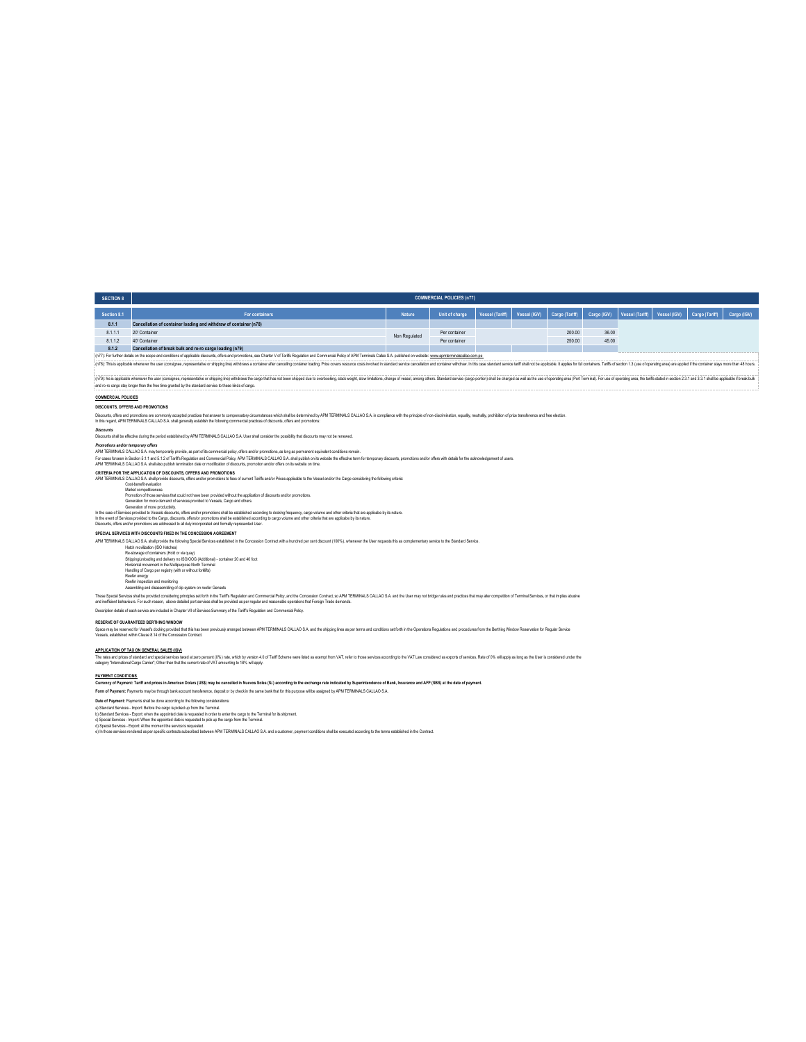| SECTION 8 | COMMERCIAL POLICIES (n77) | | | | | | | | | | | |
|---|---|---|---|---|---|---|---|---|---|---|---|---|
| Section 8.1 | For containers | Nature | Unit of charge | Vessel (Tariff) | Vessel (IGV) | Cargo (Tariff) | Cargo (IGV) | Vessel (Tariff) | Vessel (IGV) | Cargo (Tariff) | Cargo (IGV) |
| 8.1.1 | Cancellation of container loading and withdraw of container (n78) | | | | | | | | | | |
| 8.1.1.1 | 20' Container | Non Regulated | Per container | | | 200.00 | 36.00 | | | | |
| 8.1.1.2 | 40' Container | | Per container | | | 250.00 | 45.00 | | | | |
| 8.1.2 | Cancellation of break bulk and ro-ro cargo loading (n79) | | | | | | | | | | |

(n77): For further details on the scope and conditions of applicable discounts, offers and promotions, see Charter V of Tariffs Regulation and Commercial Policy of APM Terminals Callao S.A. published on website: www.apmterminalscallao.com.pe

(n78): This is applicable whenever the user (consignee, representative or shipping line) withdraws a container after cancelling container loading. Price covers resource costs involved in standard service cancellation and container withdraw. In this case standard service tariff shall not be applicable. It applies for full containers. Tariffs of section 1.3 (use of operating area) are applied if the container stays more than 48 hours.

(n79): this is applicable whenever the user (consignee, representative or shipping line) withdraws the cargo that has not been shipped due to overbooking, stack weight, stow limitations, change of vessel, among others. Standard service (cargo portion) shall be charged as well as the use of operating area (Port Terminal). For use of operating area, the tariffs stated in section 2.3.1 and 3.3.1 shall be applicable if break bulk and ro-ro cargo stay longer than the free time granted by the standard service to these kinds of cargo.

**COMMERCIAL POLICIES**

**DISCOUNTS, OFFERS AND PROMOTIONS**

Discounts, offers and promotions are commonly accepted practices that answer to compensatory circumstances which shall be determined by APM TERMINALS CALLAO S.A. in compliance with the principle of non-discrimination, equality, neutrality, prohibition of price transference and free election.
In this regard, APM TERMINALS CALLAO S.A. shall generally establish the following commercial practices of discounts, offers and promotions:

***Discounts***
Discounts shall be effective during the period established by APM TERMINALS CALLAO S.A. User shall consider the possibility that discounts may not be renewed.

***Promotions and/or temporary offers***
APM TERMINALS CALLAO S.A. may temporarily provide, as part of its commercial policy, offers and/or promotions, as long as permanent equivalent conditions remain.
For cases foreseen in Section 5.1.1 and 5.1.2 of Tariffs Regulation and Commercial Policy, APM TERMINALS CALLAO S.A. shall publish on its website the effective term for temporary discounts, promotions and/or offers with details for the acknowledgement of users.
APM TERMINALS CALLAO S.A. shall also publish termination date or modification of discounts, promotion and/or offers on its website on time.

**CRITERIA FOR THE APPLICATION OF DISCOUNTS, OFFERS AND PROMOTIONS**
APM TERMINALS CALLAO S.A. shall provide discounts, offers and/or promotions to fees of current Tariffs and/or Prices applicable to the Vessel and/or the Cargo considering the following criteria:

- Cost-benefit evaluation
- Market competitiveness
- Promotion of those services that could not have been provided without the application of discounts and/or promotions.
- Generation for more demand of services provided to Vessels, Cargo and others.
- Generation of more productivity.

In the case of Services provided to Vessels discounts, offers and/or promotions shall be established according to docking frequency, cargo volume and other criteria that are applicable by its nature.
In the event of Services provided to the Cargo, discounts, offers/or promotions shall be established according to cargo volume and other criteria that are applicable by its nature.
Discounts, offers and/or promotions are addressed to all duly incorporated and formally represented User.

**SPECIAL SERVICES WITH DISCOUNTS FIXED IN THE CONCESSION AGREEMENT**

APM TERMINALS CALLAO S.A. shall provide the following Special Services established in the Concession Contract with a hundred per cent discount (100%), whenever the User requests this as complementary service to the Standard Service.

- Hatch movilization (ISO Hatches)
- Re-stowage of containers (Hold or via quay)
- Shipping/unloading and delivery no ISO/OOG (Additional) - container 20 and 40 foot
- Horizontal movement in the Multipurpose North Terminal
- Handling of Cargo per registry (with or without forklifts)
- Reefer energy
- Reefer inspection and monitoring
- Assembling and disassembling of clip system on reefer Gensets

These Special Services shall be provided considering principles set forth in the Tariffs Regulation and Commercial Policy, and the Concession Contract, so APM TERMINALS CALLAO S.A. and the User may not bridge rules and practices that may alter competition of Terminal Services, or that implies abusive and inefficient behaviours. For such reason, above detailed port services shall be provided as per regular and reasonable operations that Foreign Trade demands.

Description details of each service are included in Chapter VII of Services Summary of the Tariff's Regulation and Commercial Policy.

**RESERVE OF GUARANTEED BERTHING WINDOW**

Space may be reserved for Vessel's docking provided that this has been previously arranged between APM TERMINALS CALLAO S.A. and the shipping lines as per terms and conditions set forth in the Operations Regulations and procedures from the Berthing Window Reservation for Regular Service Vessels, established within Clause 8.14 of the Concession Contract.

**APPLICATION OF TAX ON GENERAL SALES (IGV)**

The rates and prices of standard and special services taxed at zero percent (0%) rate, which by version 4.0 of Tariff Scheme were listed as exempt from VAT, refer to those services according to the VAT Law considered as exports of services. Rate of 0% will apply as long as the User is considered under the category "International Cargo Carrier". Other than that the current rate of VAT amounting to 18% will apply.

**PAYMENT CONDITIONS**

**Currency of Payment: Tariff and prices in American Dolars (US$) may be cancelled in Nuevos Soles (S/.) according to the exchange rate indicated by Superintendence of Bank, Insurance and AFP (SBS) at the date of payment.**

**Form of Payment:** Payments may be through bank account transference, deposit or by check in the same bank that for this purpose will be assigned by APM TERMINALS CALLAO S.A.

**Date of Payment:** Payments shall be done according to the following considerations:
a) Standard Services - Import: Before the cargo is picked up from the Terminal.
b) Standard Services - Export: when the appointed date is requested in order to enter the cargo to the Terminal for its shipment.
c) Special Services - Import: When the appointed date is requested to pick up the cargo from the Terminal.
d) Special Services - Export: At the moment the service is requested.
e) In those services rendered as per specific contracts subscribed between APM TERMINALS CALLAO S.A. and a customer, payment conditions shall be executed according to the terms established in the Contract.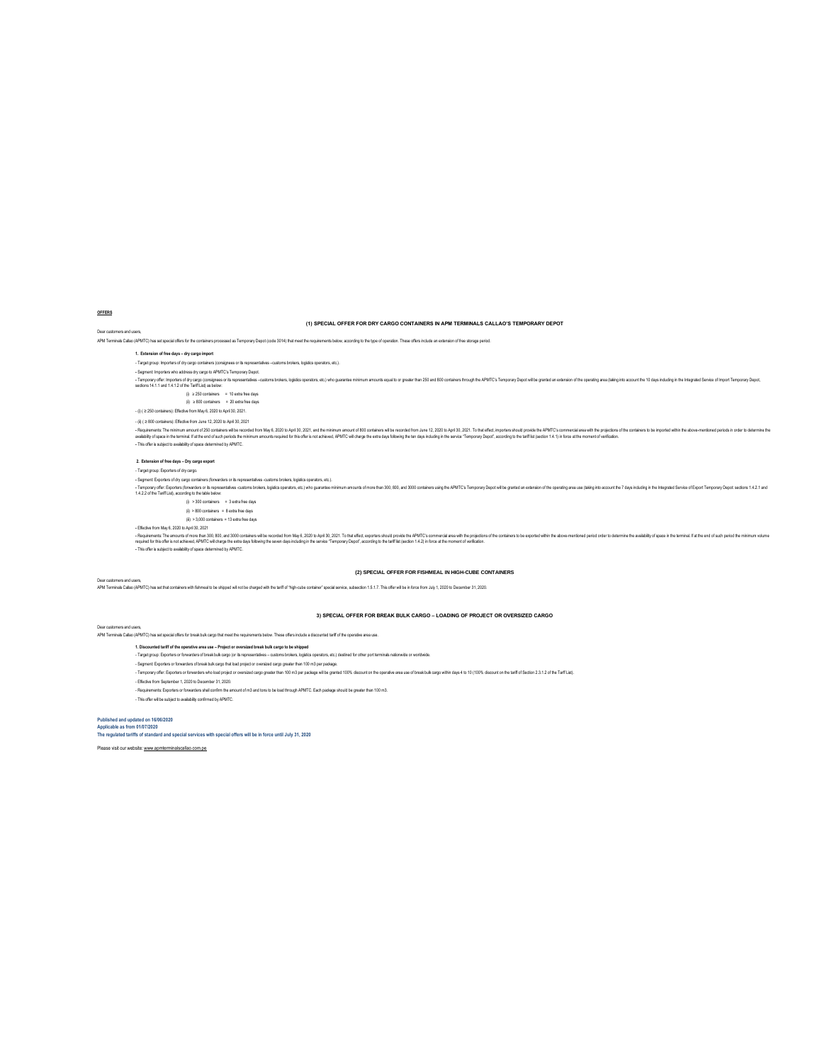**OFFERS**

## (1) SPECIAL OFFER FOR DRY CARGO CONTAINERS IN APM TERMINALS CALLAO'S TEMPORARY DEPOT

Dear customers and users,

APM Terminals Callao (APMTC) has set special offers for the containers processed as Temporary Depot (code 3014) that meet the requirements below, according to the type of operation. These offers include an extension of free storage period.

**1. Extension of free days – dry cargo import**

- Target group: Importers of dry cargo containers (consignees or its representatives –customs brokers, logistics operators, etc.).

- Segment: Importers who address dry cargo to APMTC's Temporary Depot.

- Temporary offer: Importers of dry cargo (consignees or its representatives –customs brokers, logistics operators, etc.) who guarantee minimum amounts equal to or greater than 250 and 800 containers through the APMTC's Temporary Depot will be granted an extension of the operating area (taking into account the 10 days including in the Integrated Service of Import Temporary Depot, sections 14.1.1 and 1.4.1.2 of the Tariff List) as below:

(i) ≥ 250 containers = 10 extra free days

(ii) ≥ 800 containers = 20 extra free days

- (i) ( ≥ 250 containers): Effective from May 6, 2020 to April 30, 2021.

- (ii) ( ≥ 800 containers): Effective from June 12, 2020 to April 30, 2021

- Requirements: The minimum amount of 250 containers will be recorded from May 6, 2020 to April 30, 2021, and the minimum amount of 800 containers will be recorded from June 12, 2020 to April 30, 2021. To that effect, importers should provide the APMTC's commercial area with the projections of the containers to be imported within the above-mentioned periods in order to determine the availability of space in the terminal. If at the end of such periods the minimum amounts required for this offer is not achieved, APMTC will charge the extra days following the ten days including in the service "Temporary Depot", according to the tariff list (section 1.4.1) in force at the moment of verification.

- This offer is subject to availability of space determined by APMTC.

**2. Extension of free days – Dry cargo export**

- Target group: Exporters of dry cargo.

- Segment: Exporters of dry cargo containers (forwarders or its representatives -customs brokers, logistics operators, etc.).

- Temporary offer: Exporters (forwarders or its representatives -customs brokers, logistics operators, etc.) who guarantee minimum amounts of more than 300, 800, and 3000 containers using the APMTC's Temporary Depot will be granted an extension of the operating area use (taking into account the 7 days including in the Integrated Service of Export Temporary Depot: sections 1.4.2.1 and 1.4.2.2 of the Tariff List), according to the table below:

(i) > 300 containers = 3 extra free days

(ii) > 800 containers = 8 extra free days

(iii) > 3,000 containers = 13 extra free days

- Effective from May 6, 2020 to April 30, 2021

- Requirements: The amounts of more than 300, 800, and 3000 containers will be recorded from May 6, 2020 to April 30, 2021. To that effect, exporters should provide the APMTC's commercial area with the projections of the containers to be exported within the above-mentioned period order to determine the availability of space in the terminal. If at the end of such period the minimum volume required for this offer is not achieved, APMTC will charge the extra days following the seven days including in the service "Temporary Depot", according to the tariff list (section 1.4.2) in force at the moment of verification.

- This offer is subject to availability of space determined by APMTC.

## (2) SPECIAL OFFER FOR FISHMEAL IN HIGH-CUBE CONTAINERS

Dear customers and users,

APM Terminals Callao (APMTC) has set that containers with fishmeal to be shipped will not be charged with the tariff of "high-cube container" special service, subsection 1.5.1.7. This offer will be in force from July 1, 2020 to December 31, 2020.

## 3) SPECIAL OFFER FOR BREAK BULK CARGO – LOADING OF PROJECT OR OVERSIZED CARGO

Dear customers and users,

APM Terminals Callao (APMTC) has set special offers for break bulk cargo that meet the requirements below. These offers include a discounted tariff of the operative area use.

**1. Discounted tariff of the operative area use – Project or oversized break bulk cargo to be shipped**

- Target group: Exporters or forwarders of break bulk cargo (or its representatives – customs brokers, logistics operators, etc.) destined for other port terminals nationwide or worldwide.

- Segment: Exporters or forwarders of break bulk cargo that load project or oversized cargo greater than 100 m3 per package.

- Temporary offer: Exporters or forwarders who load project or oversized cargo greater than 100 m3 per package will be granted 100% discount on the operative area use of break bulk cargo within days 4 to 10 (100% discount on the tariff of Section 2.3.1.2 of the Tariff List).

- Effective from September 1, 2020 to December 31, 2020.

- Requirements: Exporters or forwarders shall confirm the amount of m3 and tons to be load through APMTC. Each package should be greater than 100 m3.

- This offer will be subject to availability confirmed by APMTC.

**Published and updated on 16/06/2020**
**Applicable as from 01/07/2020**
**The regulated tariffs of standard and special services with special offers will be in force until July 31, 2020**

Please visit our website: www.apmterminalscallao.com.pe